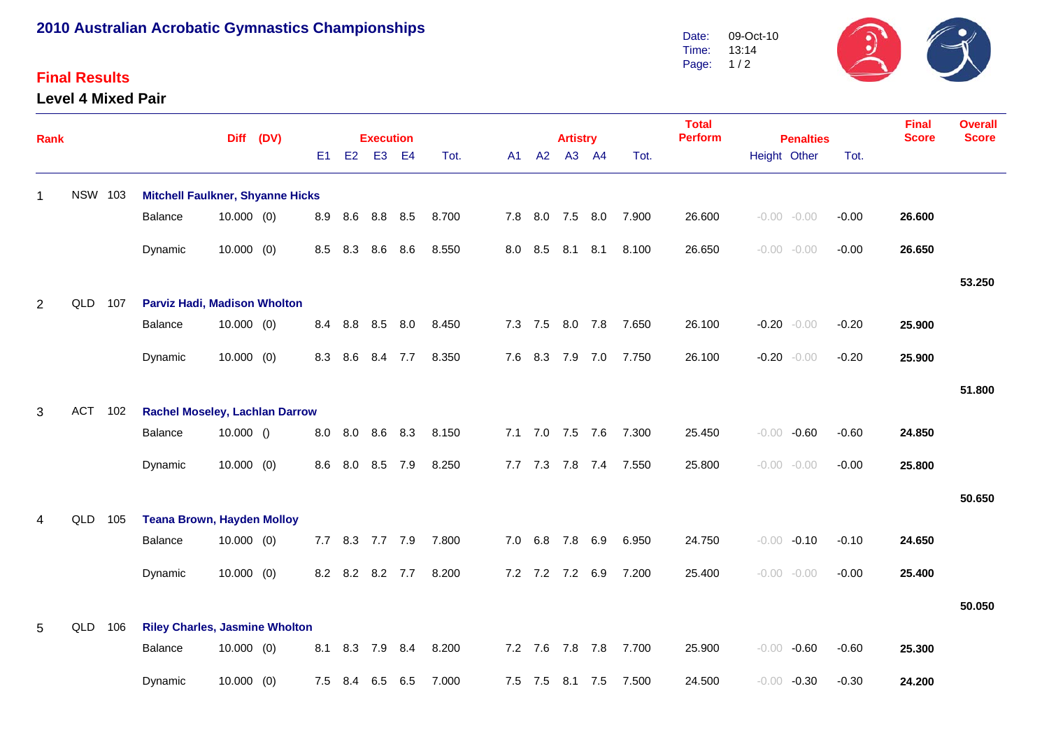# 2010 Australian Acrobatic Gymnastics Championships

Date: 09-Oct-10
Time: 13:14

## Final Results

### Level 4 Mixed Pair

| Rank | | | | Diff | (DV) | Execution E1 | E2 | E3 | E4 | Tot. | Artistry A1 | A2 | A3 | A4 | Tot. | Total Perform | Penalties Height | Other | Tot. | Final Score | Overall Score |
|---|---|---|---|---|---|---|---|---|---|---|---|---|---|---|---|---|---|---|---|---|---|
| 1 | NSW | 103 | **Mitchell Faulkner, Shyanne Hicks** | | | | | | | | | | | | | | | | | | |
| | | | Balance | 10.000 | (0) | 8.9 | 8.6 | 8.8 | 8.5 | 8.700 | 7.8 | 8.0 | 7.5 | 8.0 | 7.900 | 26.600 | -0.00 | -0.00 | -0.00 | **26.600** | |
| | | | Dynamic | 10.000 | (0) | 8.5 | 8.3 | 8.6 | 8.6 | 8.550 | 8.0 | 8.5 | 8.1 | 8.1 | 8.100 | 26.650 | -0.00 | -0.00 | -0.00 | **26.650** | |
| | | | | | | | | | | | | | | | | | | | | | **53.250** |
| 2 | QLD | 107 | **Parviz Hadi, Madison Wholton** | | | | | | | | | | | | | | | | | | |
| | | | Balance | 10.000 | (0) | 8.4 | 8.8 | 8.5 | 8.0 | 8.450 | 7.3 | 7.5 | 8.0 | 7.8 | 7.650 | 26.100 | -0.20 | -0.00 | -0.20 | **25.900** | |
| | | | Dynamic | 10.000 | (0) | 8.3 | 8.6 | 8.4 | 7.7 | 8.350 | 7.6 | 8.3 | 7.9 | 7.0 | 7.750 | 26.100 | -0.20 | -0.00 | -0.20 | **25.900** | |
| | | | | | | | | | | | | | | | | | | | | | **51.800** |
| 3 | ACT | 102 | **Rachel Moseley, Lachlan Darrow** | | | | | | | | | | | | | | | | | | |
| | | | Balance | 10.000 | () | 8.0 | 8.0 | 8.6 | 8.3 | 8.150 | 7.1 | 7.0 | 7.5 | 7.6 | 7.300 | 25.450 | -0.00 | -0.60 | -0.60 | **24.850** | |
| | | | Dynamic | 10.000 | (0) | 8.6 | 8.0 | 8.5 | 7.9 | 8.250 | 7.7 | 7.3 | 7.8 | 7.4 | 7.550 | 25.800 | -0.00 | -0.00 | -0.00 | **25.800** | |
| | | | | | | | | | | | | | | | | | | | | | **50.650** |
| 4 | QLD | 105 | **Teana Brown, Hayden Molloy** | | | | | | | | | | | | | | | | | | |
| | | | Balance | 10.000 | (0) | 7.7 | 8.3 | 7.7 | 7.9 | 7.800 | 7.0 | 6.8 | 7.8 | 6.9 | 6.950 | 24.750 | -0.00 | -0.10 | -0.10 | **24.650** | |
| | | | Dynamic | 10.000 | (0) | 8.2 | 8.2 | 8.2 | 7.7 | 8.200 | 7.2 | 7.2 | 7.2 | 6.9 | 7.200 | 25.400 | -0.00 | -0.00 | -0.00 | **25.400** | |
| | | | | | | | | | | | | | | | | | | | | | **50.050** |
| 5 | QLD | 106 | **Riley Charles, Jasmine Wholton** | | | | | | | | | | | | | | | | | | |
| | | | Balance | 10.000 | (0) | 8.1 | 8.3 | 7.9 | 8.4 | 8.200 | 7.2 | 7.6 | 7.8 | 7.8 | 7.700 | 25.900 | -0.00 | -0.60 | -0.60 | **25.300** | |
| | | | Dynamic | 10.000 | (0) | 7.5 | 8.4 | 6.5 | 6.5 | 7.000 | 7.5 | 7.5 | 8.1 | 7.5 | 7.500 | 24.500 | -0.00 | -0.30 | -0.30 | **24.200** | |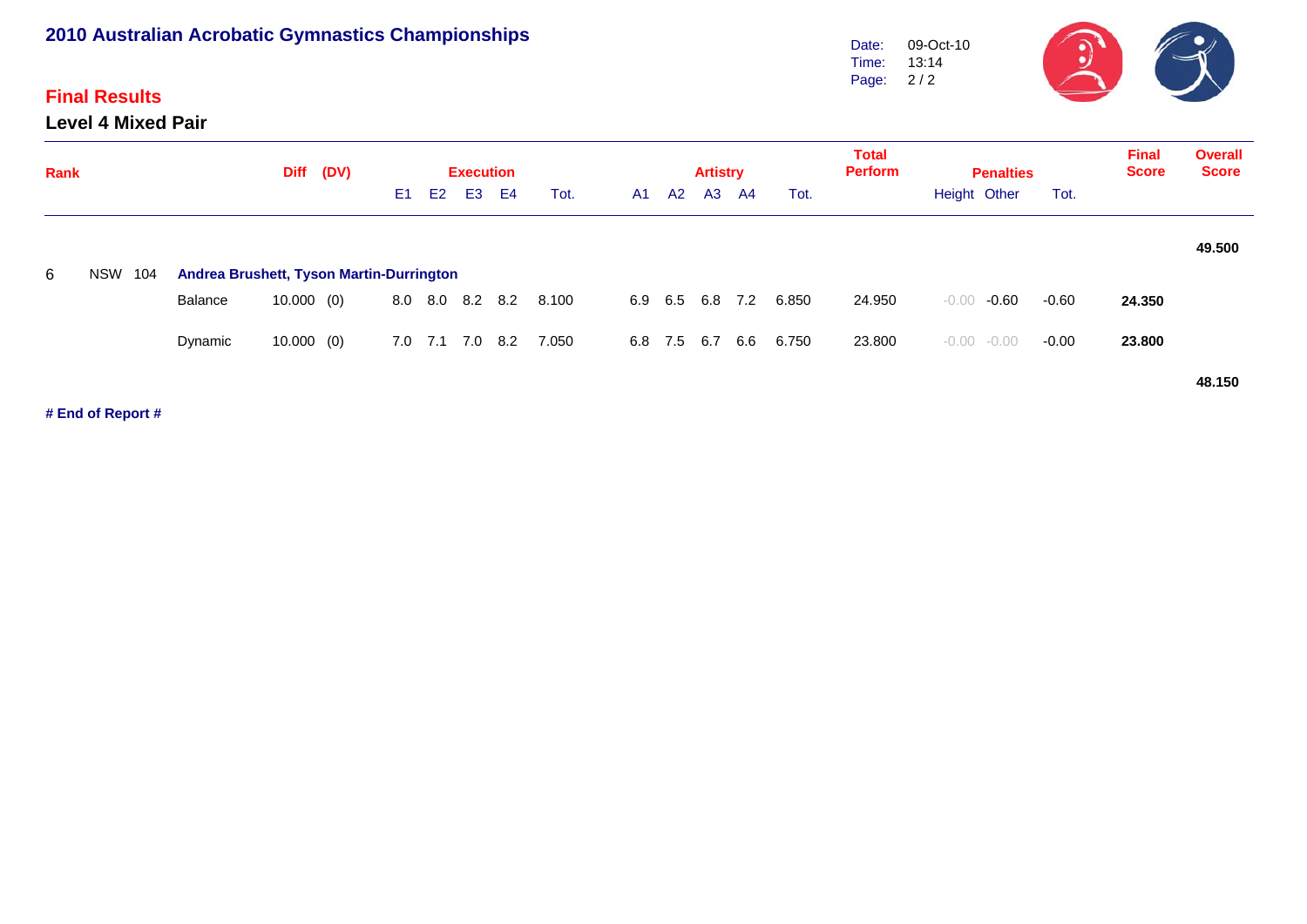## 2010 Australian Acrobatic Gymnastics Championships

Date: 09-Oct-10
Time: 13:14

### Final Results

### Level 4 Mixed Pair

| Rank | | | | Diff | (DV) | Execution E1 | E2 | E3 | E4 | Tot. | Artistry A1 | A2 | A3 | A4 | Tot. | Total Perform | Penalties Height | Other | Tot. | Final Score | Overall Score |
|---|---|---|---|---|---|---|---|---|---|---|---|---|---|---|---|---|---|---|---|---|---|
| | | | | | | | | | | | | | | | | | | | | | **49.500** |
| 6 | NSW | 104 | **Andrea Brushett, Tyson Martin-Durrington** | | | | | | | | | | | | | | | | | | |
| | | | Balance | 10.000 | (0) | 8.0 | 8.0 | 8.2 | 8.2 | 8.100 | 6.9 | 6.5 | 6.8 | 7.2 | 6.850 | 24.950 | -0.00 | -0.60 | -0.60 | **24.350** | |
| | | | Dynamic | 10.000 | (0) | 7.0 | 7.1 | 7.0 | 8.2 | 7.050 | 6.8 | 7.5 | 6.7 | 6.6 | 6.750 | 23.800 | -0.00 | -0.00 | -0.00 | **23.800** | |
| | | | | | | | | | | | | | | | | | | | | | **48.150** |

**# End of Report #**